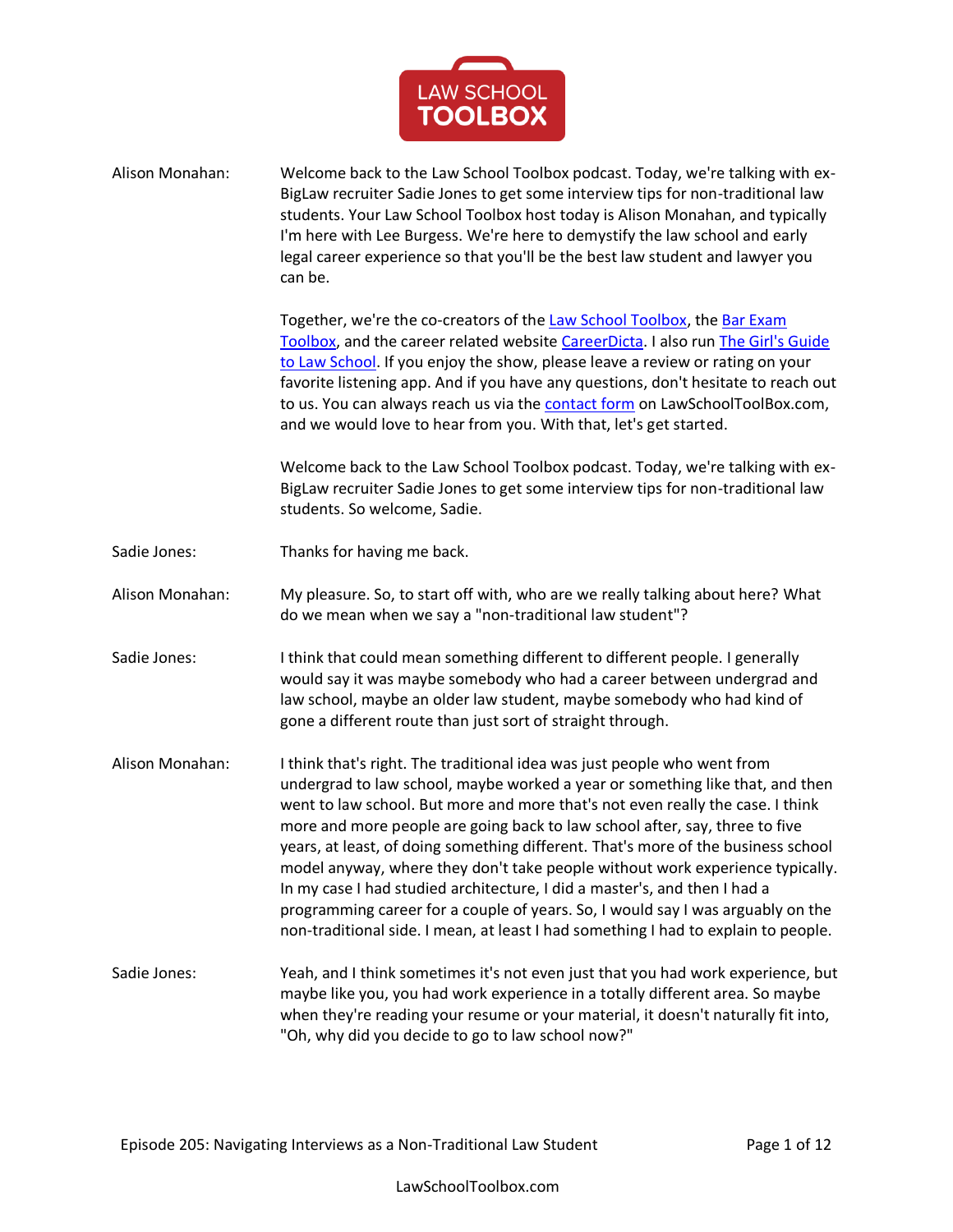LAW SCHOOL TOOLBOX

**Alison Monahan:** Welcome back to the Law School Toolbox podcast. Today, we're talking with ex-BigLaw recruiter Sadie Jones to get some interview tips for non-traditional law students. Your Law School Toolbox host today is Alison Monahan, and typically I'm here with Lee Burgess. We're here to demystify the law school and early legal career experience so that you'll be the best law student and lawyer you can be.

Together, we're the co-creators of the Law School Toolbox, the Bar Exam Toolbox, and the career related website CareerDicta. I also run The Girl's Guide to Law School. If you enjoy the show, please leave a review or rating on your favorite listening app. And if you have any questions, don't hesitate to reach out to us. You can always reach us via the contact form on LawSchoolToolBox.com, and we would love to hear from you. With that, let's get started.

Welcome back to the Law School Toolbox podcast. Today, we're talking with ex-BigLaw recruiter Sadie Jones to get some interview tips for non-traditional law students. So welcome, Sadie.

**Sadie Jones:** Thanks for having me back.

**Alison Monahan:** My pleasure. So, to start off with, who are we really talking about here? What do we mean when we say a "non-traditional law student"?

**Sadie Jones:** I think that could mean something different to different people. I generally would say it was maybe somebody who had a career between undergrad and law school, maybe an older law student, maybe somebody who had kind of gone a different route than just sort of straight through.

**Alison Monahan:** I think that's right. The traditional idea was just people who went from undergrad to law school, maybe worked a year or something like that, and then went to law school. But more and more that's not even really the case. I think more and more people are going back to law school after, say, three to five years, at least, of doing something different. That's more of the business school model anyway, where they don't take people without work experience typically. In my case I had studied architecture, I did a master's, and then I had a programming career for a couple of years. So, I would say I was arguably on the non-traditional side. I mean, at least I had something I had to explain to people.

**Sadie Jones:** Yeah, and I think sometimes it's not even just that you had work experience, but maybe like you, you had work experience in a totally different area. So maybe when they're reading your resume or your material, it doesn't naturally fit into, "Oh, why did you decide to go to law school now?"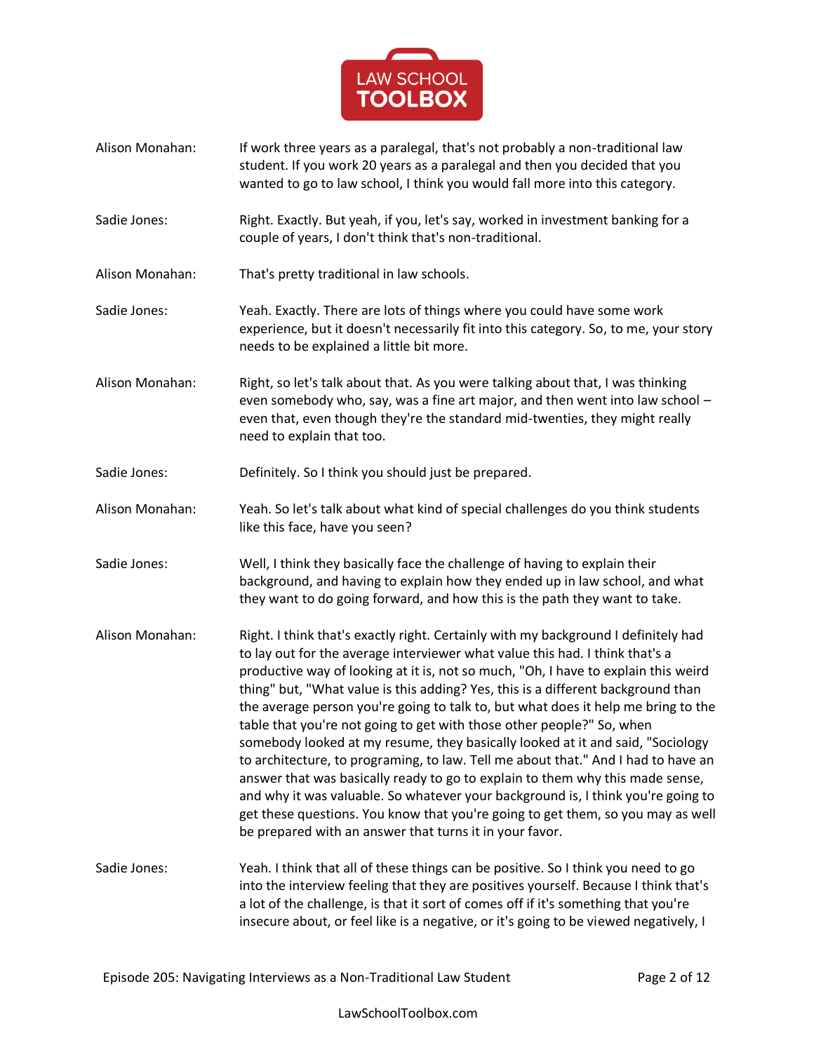Alison Monahan: If work three years as a paralegal, that's not probably a non-traditional law student. If you work 20 years as a paralegal and then you decided that you wanted to go to law school, I think you would fall more into this category.

Sadie Jones: Right. Exactly. But yeah, if you, let's say, worked in investment banking for a couple of years, I don't think that's non-traditional.

Alison Monahan: That's pretty traditional in law schools.

Sadie Jones: Yeah. Exactly. There are lots of things where you could have some work experience, but it doesn't necessarily fit into this category. So, to me, your story needs to be explained a little bit more.

Alison Monahan: Right, so let's talk about that. As you were talking about that, I was thinking even somebody who, say, was a fine art major, and then went into law school – even that, even though they're the standard mid-twenties, they might really need to explain that too.

Sadie Jones: Definitely. So I think you should just be prepared.

Alison Monahan: Yeah. So let's talk about what kind of special challenges do you think students like this face, have you seen?

Sadie Jones: Well, I think they basically face the challenge of having to explain their background, and having to explain how they ended up in law school, and what they want to do going forward, and how this is the path they want to take.

Alison Monahan: Right. I think that's exactly right. Certainly with my background I definitely had to lay out for the average interviewer what value this had. I think that's a productive way of looking at it is, not so much, "Oh, I have to explain this weird thing" but, "What value is this adding? Yes, this is a different background than the average person you're going to talk to, but what does it help me bring to the table that you're not going to get with those other people?" So, when somebody looked at my resume, they basically looked at it and said, "Sociology to architecture, to programing, to law. Tell me about that." And I had to have an answer that was basically ready to go to explain to them why this made sense, and why it was valuable. So whatever your background is, I think you're going to get these questions. You know that you're going to get them, so you may as well be prepared with an answer that turns it in your favor.

Sadie Jones: Yeah. I think that all of these things can be positive. So I think you need to go into the interview feeling that they are positives yourself. Because I think that's a lot of the challenge, is that it sort of comes off if it's something that you're insecure about, or feel like is a negative, or it's going to be viewed negatively, I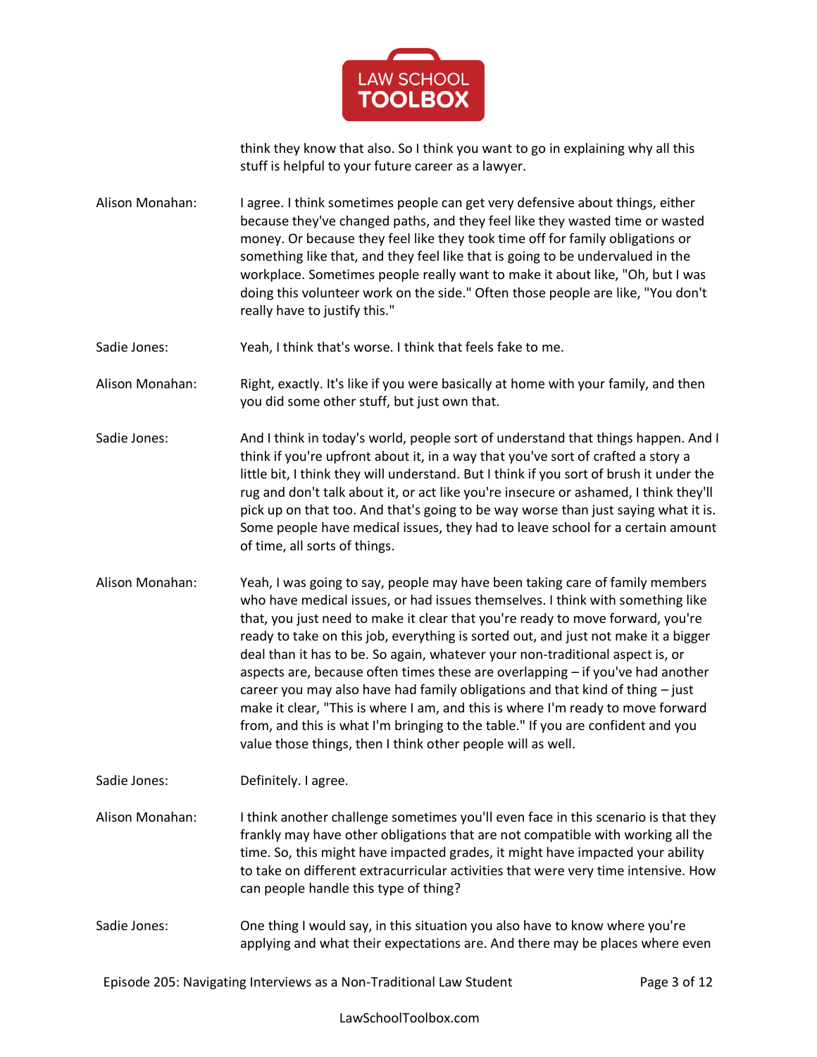think they know that also. So I think you want to go in explaining why all this stuff is helpful to your future career as a lawyer.

Alison Monahan: I agree. I think sometimes people can get very defensive about things, either because they've changed paths, and they feel like they wasted time or wasted money. Or because they feel like they took time off for family obligations or something like that, and they feel like that is going to be undervalued in the workplace. Sometimes people really want to make it about like, "Oh, but I was doing this volunteer work on the side." Often those people are like, "You don't really have to justify this."

Sadie Jones: Yeah, I think that's worse. I think that feels fake to me.

Alison Monahan: Right, exactly. It's like if you were basically at home with your family, and then you did some other stuff, but just own that.

Sadie Jones: And I think in today's world, people sort of understand that things happen. And I think if you're upfront about it, in a way that you've sort of crafted a story a little bit, I think they will understand. But I think if you sort of brush it under the rug and don't talk about it, or act like you're insecure or ashamed, I think they'll pick up on that too. And that's going to be way worse than just saying what it is. Some people have medical issues, they had to leave school for a certain amount of time, all sorts of things.

Alison Monahan: Yeah, I was going to say, people may have been taking care of family members who have medical issues, or had issues themselves. I think with something like that, you just need to make it clear that you're ready to move forward, you're ready to take on this job, everything is sorted out, and just not make it a bigger deal than it has to be. So again, whatever your non-traditional aspect is, or aspects are, because often times these are overlapping – if you've had another career you may also have had family obligations and that kind of thing – just make it clear, "This is where I am, and this is where I'm ready to move forward from, and this is what I'm bringing to the table." If you are confident and you value those things, then I think other people will as well.

Sadie Jones: Definitely. I agree.

Alison Monahan: I think another challenge sometimes you'll even face in this scenario is that they frankly may have other obligations that are not compatible with working all the time. So, this might have impacted grades, it might have impacted your ability to take on different extracurricular activities that were very time intensive. How can people handle this type of thing?

Sadie Jones: One thing I would say, in this situation you also have to know where you're applying and what their expectations are. And there may be places where even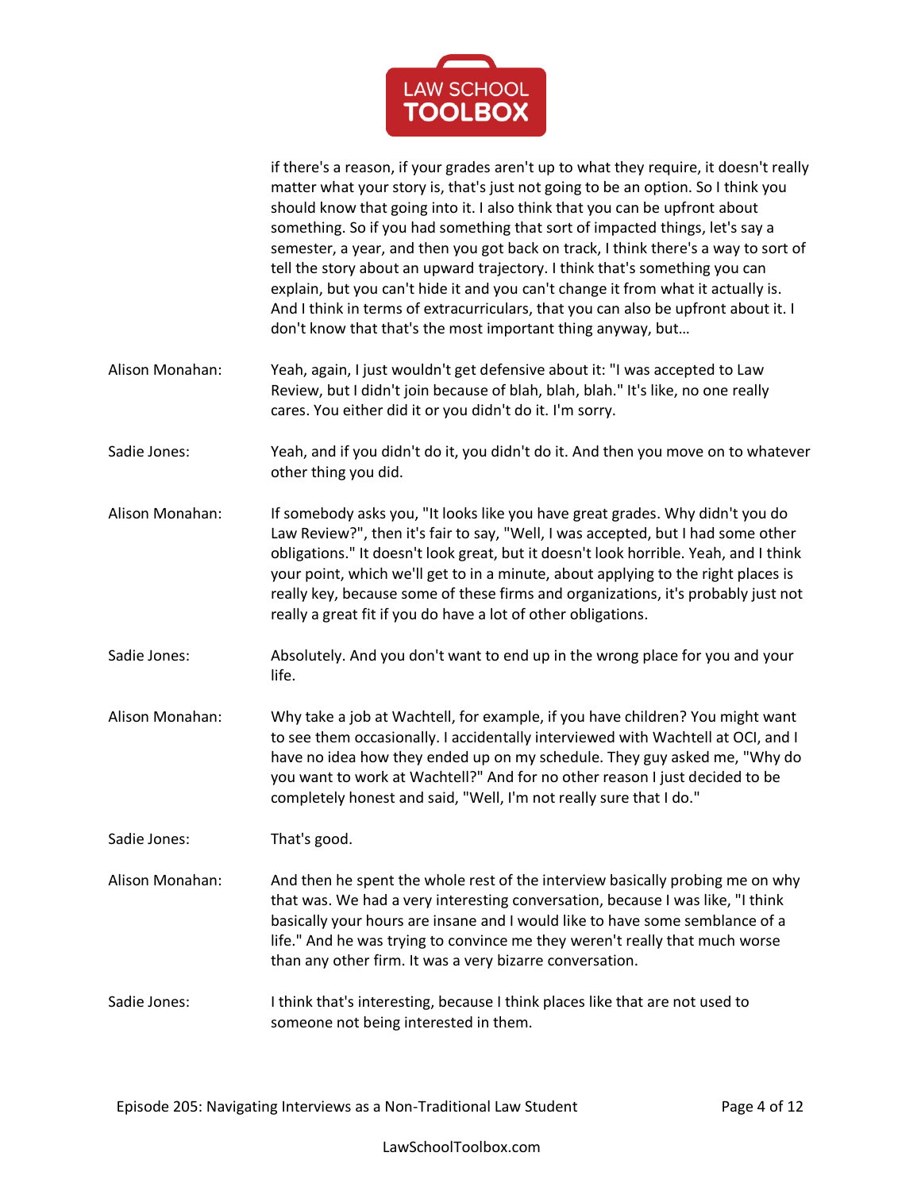if there's a reason, if your grades aren't up to what they require, it doesn't really matter what your story is, that's just not going to be an option. So I think you should know that going into it. I also think that you can be upfront about something. So if you had something that sort of impacted things, let's say a semester, a year, and then you got back on track, I think there's a way to sort of tell the story about an upward trajectory. I think that's something you can explain, but you can't hide it and you can't change it from what it actually is. And I think in terms of extracurriculars, that you can also be upfront about it. I don't know that that's the most important thing anyway, but…

Alison Monahan: Yeah, again, I just wouldn't get defensive about it: "I was accepted to Law Review, but I didn't join because of blah, blah, blah." It's like, no one really cares. You either did it or you didn't do it. I'm sorry.

Sadie Jones: Yeah, and if you didn't do it, you didn't do it. And then you move on to whatever other thing you did.

Alison Monahan: If somebody asks you, "It looks like you have great grades. Why didn't you do Law Review?", then it's fair to say, "Well, I was accepted, but I had some other obligations." It doesn't look great, but it doesn't look horrible. Yeah, and I think your point, which we'll get to in a minute, about applying to the right places is really key, because some of these firms and organizations, it's probably just not really a great fit if you do have a lot of other obligations.

Sadie Jones: Absolutely. And you don't want to end up in the wrong place for you and your life.

Alison Monahan: Why take a job at Wachtell, for example, if you have children? You might want to see them occasionally. I accidentally interviewed with Wachtell at OCI, and I have no idea how they ended up on my schedule. They guy asked me, "Why do you want to work at Wachtell?" And for no other reason I just decided to be completely honest and said, "Well, I'm not really sure that I do."

Sadie Jones: That's good.

Alison Monahan: And then he spent the whole rest of the interview basically probing me on why that was. We had a very interesting conversation, because I was like, "I think basically your hours are insane and I would like to have some semblance of a life." And he was trying to convince me they weren't really that much worse than any other firm. It was a very bizarre conversation.

Sadie Jones: I think that's interesting, because I think places like that are not used to someone not being interested in them.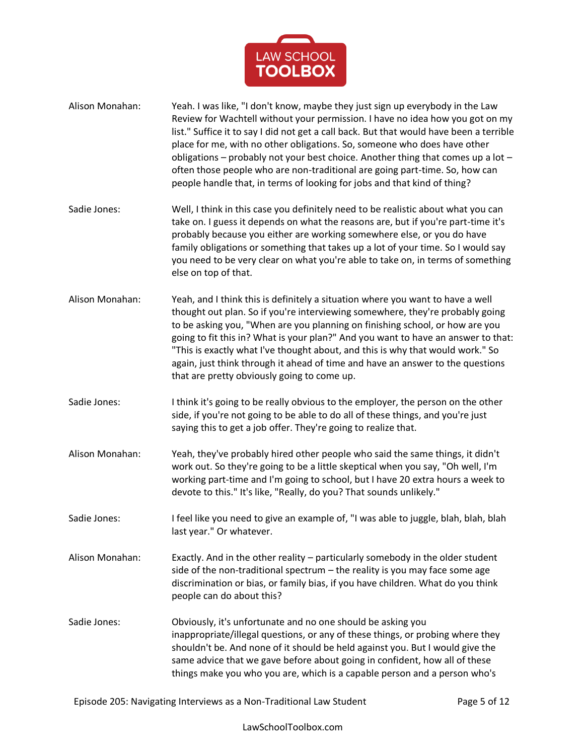**Alison Monahan:** Yeah. I was like, "I don't know, maybe they just sign up everybody in the Law Review for Wachtell without your permission. I have no idea how you got on my list." Suffice it to say I did not get a call back. But that would have been a terrible place for me, with no other obligations. So, someone who does have other obligations – probably not your best choice. Another thing that comes up a lot – often those people who are non-traditional are going part-time. So, how can people handle that, in terms of looking for jobs and that kind of thing?

**Sadie Jones:** Well, I think in this case you definitely need to be realistic about what you can take on. I guess it depends on what the reasons are, but if you're part-time it's probably because you either are working somewhere else, or you do have family obligations or something that takes up a lot of your time. So I would say you need to be very clear on what you're able to take on, in terms of something else on top of that.

**Alison Monahan:** Yeah, and I think this is definitely a situation where you want to have a well thought out plan. So if you're interviewing somewhere, they're probably going to be asking you, "When are you planning on finishing school, or how are you going to fit this in? What is your plan?" And you want to have an answer to that: "This is exactly what I've thought about, and this is why that would work." So again, just think through it ahead of time and have an answer to the questions that are pretty obviously going to come up.

**Sadie Jones:** I think it's going to be really obvious to the employer, the person on the other side, if you're not going to be able to do all of these things, and you're just saying this to get a job offer. They're going to realize that.

**Alison Monahan:** Yeah, they've probably hired other people who said the same things, it didn't work out. So they're going to be a little skeptical when you say, "Oh well, I'm working part-time and I'm going to school, but I have 20 extra hours a week to devote to this." It's like, "Really, do you? That sounds unlikely."

**Sadie Jones:** I feel like you need to give an example of, "I was able to juggle, blah, blah, blah last year." Or whatever.

**Alison Monahan:** Exactly. And in the other reality – particularly somebody in the older student side of the non-traditional spectrum – the reality is you may face some age discrimination or bias, or family bias, if you have children. What do you think people can do about this?

**Sadie Jones:** Obviously, it's unfortunate and no one should be asking you inappropriate/illegal questions, or any of these things, or probing where they shouldn't be. And none of it should be held against you. But I would give the same advice that we gave before about going in confident, how all of these things make you who you are, which is a capable person and a person who's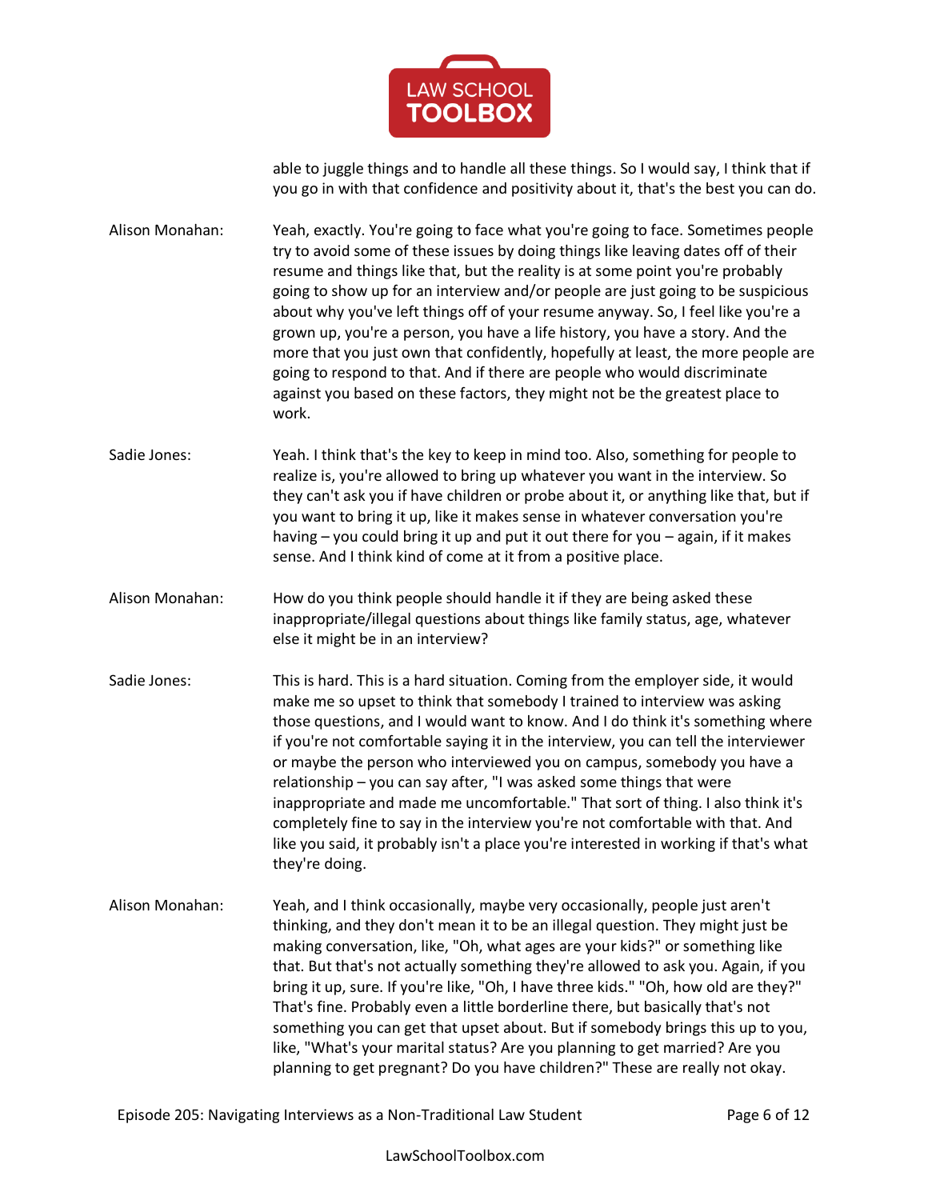able to juggle things and to handle all these things. So I would say, I think that if you go in with that confidence and positivity about it, that's the best you can do.

**Alison Monahan:** Yeah, exactly. You're going to face what you're going to face. Sometimes people try to avoid some of these issues by doing things like leaving dates off of their resume and things like that, but the reality is at some point you're probably going to show up for an interview and/or people are just going to be suspicious about why you've left things off of your resume anyway. So, I feel like you're a grown up, you're a person, you have a life history, you have a story. And the more that you just own that confidently, hopefully at least, the more people are going to respond to that. And if there are people who would discriminate against you based on these factors, they might not be the greatest place to work.

**Sadie Jones:** Yeah. I think that's the key to keep in mind too. Also, something for people to realize is, you're allowed to bring up whatever you want in the interview. So they can't ask you if have children or probe about it, or anything like that, but if you want to bring it up, like it makes sense in whatever conversation you're having – you could bring it up and put it out there for you – again, if it makes sense. And I think kind of come at it from a positive place.

**Alison Monahan:** How do you think people should handle it if they are being asked these inappropriate/illegal questions about things like family status, age, whatever else it might be in an interview?

**Sadie Jones:** This is hard. This is a hard situation. Coming from the employer side, it would make me so upset to think that somebody I trained to interview was asking those questions, and I would want to know. And I do think it's something where if you're not comfortable saying it in the interview, you can tell the interviewer or maybe the person who interviewed you on campus, somebody you have a relationship – you can say after, "I was asked some things that were inappropriate and made me uncomfortable." That sort of thing. I also think it's completely fine to say in the interview you're not comfortable with that. And like you said, it probably isn't a place you're interested in working if that's what they're doing.

**Alison Monahan:** Yeah, and I think occasionally, maybe very occasionally, people just aren't thinking, and they don't mean it to be an illegal question. They might just be making conversation, like, "Oh, what ages are your kids?" or something like that. But that's not actually something they're allowed to ask you. Again, if you bring it up, sure. If you're like, "Oh, I have three kids." "Oh, how old are they?" That's fine. Probably even a little borderline there, but basically that's not something you can get that upset about. But if somebody brings this up to you, like, "What's your marital status? Are you planning to get married? Are you planning to get pregnant? Do you have children?" These are really not okay.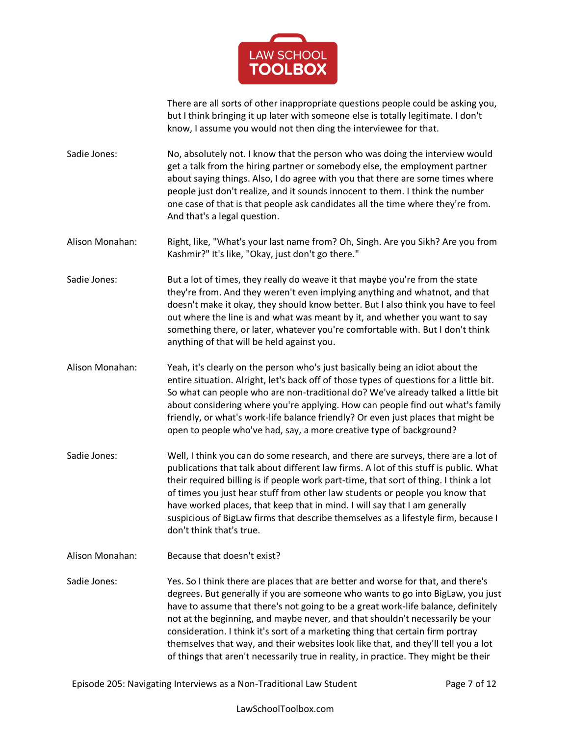There are all sorts of other inappropriate questions people could be asking you, but I think bringing it up later with someone else is totally legitimate. I don't know, I assume you would not then ding the interviewee for that.

Sadie Jones: No, absolutely not. I know that the person who was doing the interview would get a talk from the hiring partner or somebody else, the employment partner about saying things. Also, I do agree with you that there are some times where people just don't realize, and it sounds innocent to them. I think the number one case of that is that people ask candidates all the time where they're from. And that's a legal question.

Alison Monahan: Right, like, "What's your last name from? Oh, Singh. Are you Sikh? Are you from Kashmir?" It's like, "Okay, just don't go there."

Sadie Jones: But a lot of times, they really do weave it that maybe you're from the state they're from. And they weren't even implying anything and whatnot, and that doesn't make it okay, they should know better. But I also think you have to feel out where the line is and what was meant by it, and whether you want to say something there, or later, whatever you're comfortable with. But I don't think anything of that will be held against you.

Alison Monahan: Yeah, it's clearly on the person who's just basically being an idiot about the entire situation. Alright, let's back off of those types of questions for a little bit. So what can people who are non-traditional do? We've already talked a little bit about considering where you're applying. How can people find out what's family friendly, or what's work-life balance friendly? Or even just places that might be open to people who've had, say, a more creative type of background?

Sadie Jones: Well, I think you can do some research, and there are surveys, there are a lot of publications that talk about different law firms. A lot of this stuff is public. What their required billing is if people work part-time, that sort of thing. I think a lot of times you just hear stuff from other law students or people you know that have worked places, that keep that in mind. I will say that I am generally suspicious of BigLaw firms that describe themselves as a lifestyle firm, because I don't think that's true.

Alison Monahan: Because that doesn't exist?

Sadie Jones: Yes. So I think there are places that are better and worse for that, and there's degrees. But generally if you are someone who wants to go into BigLaw, you just have to assume that there's not going to be a great work-life balance, definitely not at the beginning, and maybe never, and that shouldn't necessarily be your consideration. I think it's sort of a marketing thing that certain firm portray themselves that way, and their websites look like that, and they'll tell you a lot of things that aren't necessarily true in reality, in practice. They might be their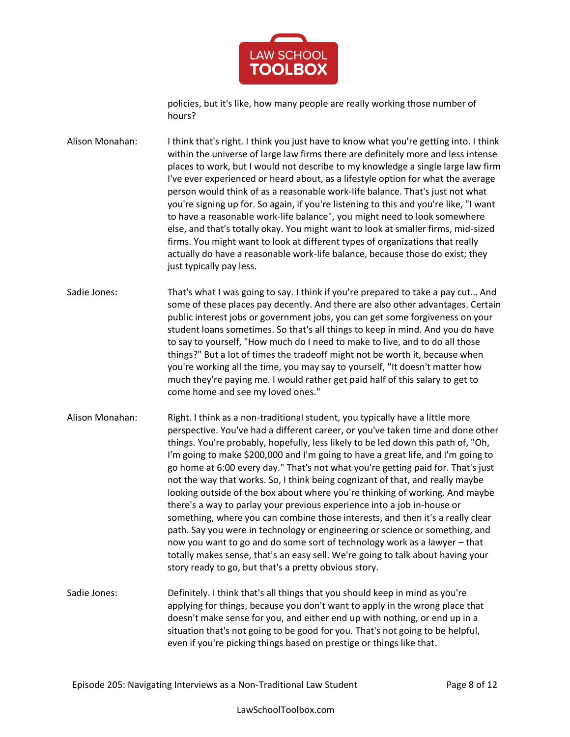policies, but it's like, how many people are really working those number of hours?

**Alison Monahan:** I think that's right. I think you just have to know what you're getting into. I think within the universe of large law firms there are definitely more and less intense places to work, but I would not describe to my knowledge a single large law firm I've ever experienced or heard about, as a lifestyle option for what the average person would think of as a reasonable work-life balance. That's just not what you're signing up for. So again, if you're listening to this and you're like, "I want to have a reasonable work-life balance", you might need to look somewhere else, and that's totally okay. You might want to look at smaller firms, mid-sized firms. You might want to look at different types of organizations that really actually do have a reasonable work-life balance, because those do exist; they just typically pay less.

**Sadie Jones:** That's what I was going to say. I think if you're prepared to take a pay cut… And some of these places pay decently. And there are also other advantages. Certain public interest jobs or government jobs, you can get some forgiveness on your student loans sometimes. So that's all things to keep in mind. And you do have to say to yourself, "How much do I need to make to live, and to do all those things?" But a lot of times the tradeoff might not be worth it, because when you're working all the time, you may say to yourself, "It doesn't matter how much they're paying me. I would rather get paid half of this salary to get to come home and see my loved ones."

**Alison Monahan:** Right. I think as a non-traditional student, you typically have a little more perspective. You've had a different career, or you've taken time and done other things. You're probably, hopefully, less likely to be led down this path of, "Oh, I'm going to make $200,000 and I'm going to have a great life, and I'm going to go home at 6:00 every day." That's not what you're getting paid for. That's just not the way that works. So, I think being cognizant of that, and really maybe looking outside of the box about where you're thinking of working. And maybe there's a way to parlay your previous experience into a job in-house or something, where you can combine those interests, and then it's a really clear path. Say you were in technology or engineering or science or something, and now you want to go and do some sort of technology work as a lawyer – that totally makes sense, that's an easy sell. We're going to talk about having your story ready to go, but that's a pretty obvious story.

**Sadie Jones:** Definitely. I think that's all things that you should keep in mind as you're applying for things, because you don't want to apply in the wrong place that doesn't make sense for you, and either end up with nothing, or end up in a situation that's not going to be good for you. That's not going to be helpful, even if you're picking things based on prestige or things like that.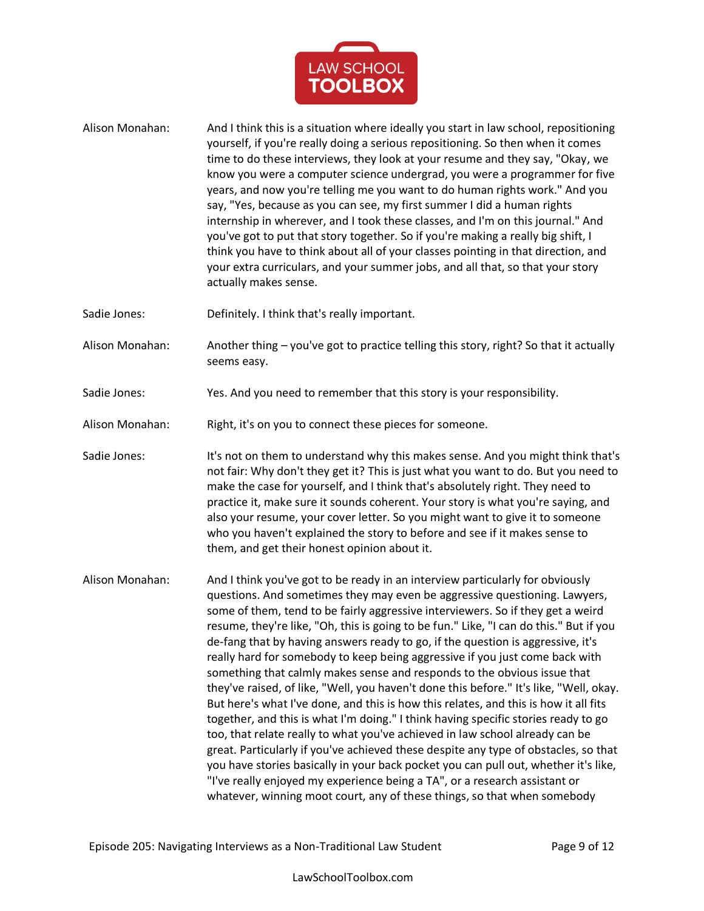**Alison Monahan:** And I think this is a situation where ideally you start in law school, repositioning yourself, if you're really doing a serious repositioning. So then when it comes time to do these interviews, they look at your resume and they say, "Okay, we know you were a computer science undergrad, you were a programmer for five years, and now you're telling me you want to do human rights work." And you say, "Yes, because as you can see, my first summer I did a human rights internship in wherever, and I took these classes, and I'm on this journal." And you've got to put that story together. So if you're making a really big shift, I think you have to think about all of your classes pointing in that direction, and your extra curriculars, and your summer jobs, and all that, so that your story actually makes sense.

**Sadie Jones:** Definitely. I think that's really important.

**Alison Monahan:** Another thing – you've got to practice telling this story, right? So that it actually seems easy.

**Sadie Jones:** Yes. And you need to remember that this story is your responsibility.

**Alison Monahan:** Right, it's on you to connect these pieces for someone.

**Sadie Jones:** It's not on them to understand why this makes sense. And you might think that's not fair: Why don't they get it? This is just what you want to do. But you need to make the case for yourself, and I think that's absolutely right. They need to practice it, make sure it sounds coherent. Your story is what you're saying, and also your resume, your cover letter. So you might want to give it to someone who you haven't explained the story to before and see if it makes sense to them, and get their honest opinion about it.

**Alison Monahan:** And I think you've got to be ready in an interview particularly for obviously questions. And sometimes they may even be aggressive questioning. Lawyers, some of them, tend to be fairly aggressive interviewers. So if they get a weird resume, they're like, "Oh, this is going to be fun." Like, "I can do this." But if you de-fang that by having answers ready to go, if the question is aggressive, it's really hard for somebody to keep being aggressive if you just come back with something that calmly makes sense and responds to the obvious issue that they've raised, of like, "Well, you haven't done this before." It's like, "Well, okay. But here's what I've done, and this is how this relates, and this is how it all fits together, and this is what I'm doing." I think having specific stories ready to go too, that relate really to what you've achieved in law school already can be great. Particularly if you've achieved these despite any type of obstacles, so that you have stories basically in your back pocket you can pull out, whether it's like, "I've really enjoyed my experience being a TA", or a research assistant or whatever, winning moot court, any of these things, so that when somebody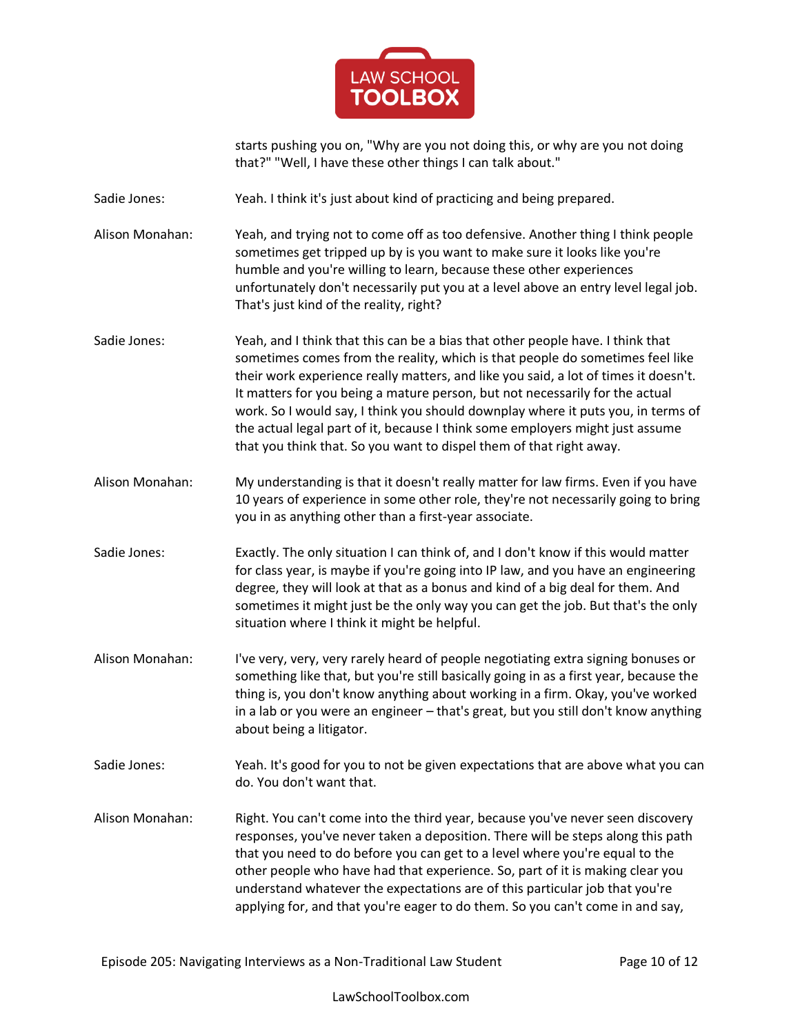starts pushing you on, "Why are you not doing this, or why are you not doing that?" "Well, I have these other things I can talk about."

Sadie Jones: Yeah. I think it's just about kind of practicing and being prepared.

Alison Monahan: Yeah, and trying not to come off as too defensive. Another thing I think people sometimes get tripped up by is you want to make sure it looks like you're humble and you're willing to learn, because these other experiences unfortunately don't necessarily put you at a level above an entry level legal job. That's just kind of the reality, right?

Sadie Jones: Yeah, and I think that this can be a bias that other people have. I think that sometimes comes from the reality, which is that people do sometimes feel like their work experience really matters, and like you said, a lot of times it doesn't. It matters for you being a mature person, but not necessarily for the actual work. So I would say, I think you should downplay where it puts you, in terms of the actual legal part of it, because I think some employers might just assume that you think that. So you want to dispel them of that right away.

Alison Monahan: My understanding is that it doesn't really matter for law firms. Even if you have 10 years of experience in some other role, they're not necessarily going to bring you in as anything other than a first-year associate.

Sadie Jones: Exactly. The only situation I can think of, and I don't know if this would matter for class year, is maybe if you're going into IP law, and you have an engineering degree, they will look at that as a bonus and kind of a big deal for them. And sometimes it might just be the only way you can get the job. But that's the only situation where I think it might be helpful.

Alison Monahan: I've very, very, very rarely heard of people negotiating extra signing bonuses or something like that, but you're still basically going in as a first year, because the thing is, you don't know anything about working in a firm. Okay, you've worked in a lab or you were an engineer – that's great, but you still don't know anything about being a litigator.

Sadie Jones: Yeah. It's good for you to not be given expectations that are above what you can do. You don't want that.

Alison Monahan: Right. You can't come into the third year, because you've never seen discovery responses, you've never taken a deposition. There will be steps along this path that you need to do before you can get to a level where you're equal to the other people who have had that experience. So, part of it is making clear you understand whatever the expectations are of this particular job that you're applying for, and that you're eager to do them. So you can't come in and say,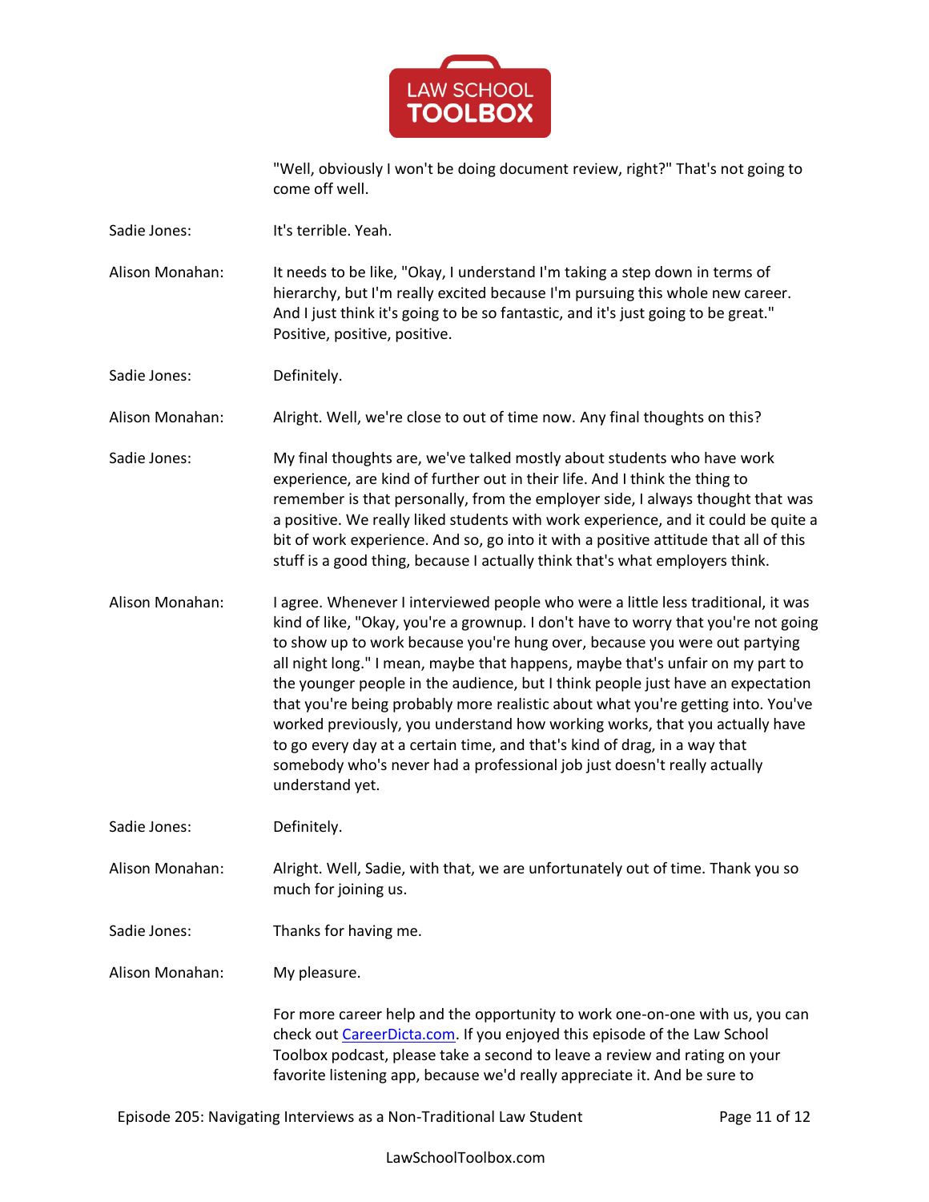"Well, obviously I won't be doing document review, right?" That's not going to come off well.

**Sadie Jones:** It's terrible. Yeah.

**Alison Monahan:** It needs to be like, "Okay, I understand I'm taking a step down in terms of hierarchy, but I'm really excited because I'm pursuing this whole new career. And I just think it's going to be so fantastic, and it's just going to be great." Positive, positive, positive.

**Sadie Jones:** Definitely.

**Alison Monahan:** Alright. Well, we're close to out of time now. Any final thoughts on this?

**Sadie Jones:** My final thoughts are, we've talked mostly about students who have work experience, are kind of further out in their life. And I think the thing to remember is that personally, from the employer side, I always thought that was a positive. We really liked students with work experience, and it could be quite a bit of work experience. And so, go into it with a positive attitude that all of this stuff is a good thing, because I actually think that's what employers think.

**Alison Monahan:** I agree. Whenever I interviewed people who were a little less traditional, it was kind of like, "Okay, you're a grownup. I don't have to worry that you're not going to show up to work because you're hung over, because you were out partying all night long." I mean, maybe that happens, maybe that's unfair on my part to the younger people in the audience, but I think people just have an expectation that you're being probably more realistic about what you're getting into. You've worked previously, you understand how working works, that you actually have to go every day at a certain time, and that's kind of drag, in a way that somebody who's never had a professional job just doesn't really actually understand yet.

**Sadie Jones:** Definitely.

**Alison Monahan:** Alright. Well, Sadie, with that, we are unfortunately out of time. Thank you so much for joining us.

**Sadie Jones:** Thanks for having me.

**Alison Monahan:** My pleasure.

For more career help and the opportunity to work one-on-one with us, you can check out [CareerDicta.com](CareerDicta.com). If you enjoyed this episode of the Law School Toolbox podcast, please take a second to leave a review and rating on your favorite listening app, because we'd really appreciate it. And be sure to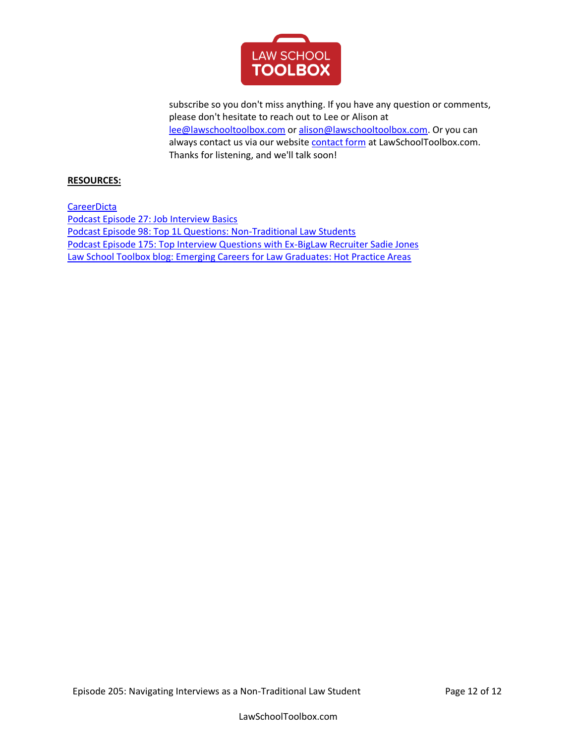subscribe so you don't miss anything. If you have any question or comments, please don't hesitate to reach out to Lee or Alison at lee@lawschooltoolbox.com or alison@lawschooltoolbox.com. Or you can always contact us via our website contact form at LawSchoolToolbox.com. Thanks for listening, and we'll talk soon!

**RESOURCES:**

CareerDicta
Podcast Episode 27: Job Interview Basics
Podcast Episode 98: Top 1L Questions: Non-Traditional Law Students
Podcast Episode 175: Top Interview Questions with Ex-BigLaw Recruiter Sadie Jones
Law School Toolbox blog: Emerging Careers for Law Graduates: Hot Practice Areas